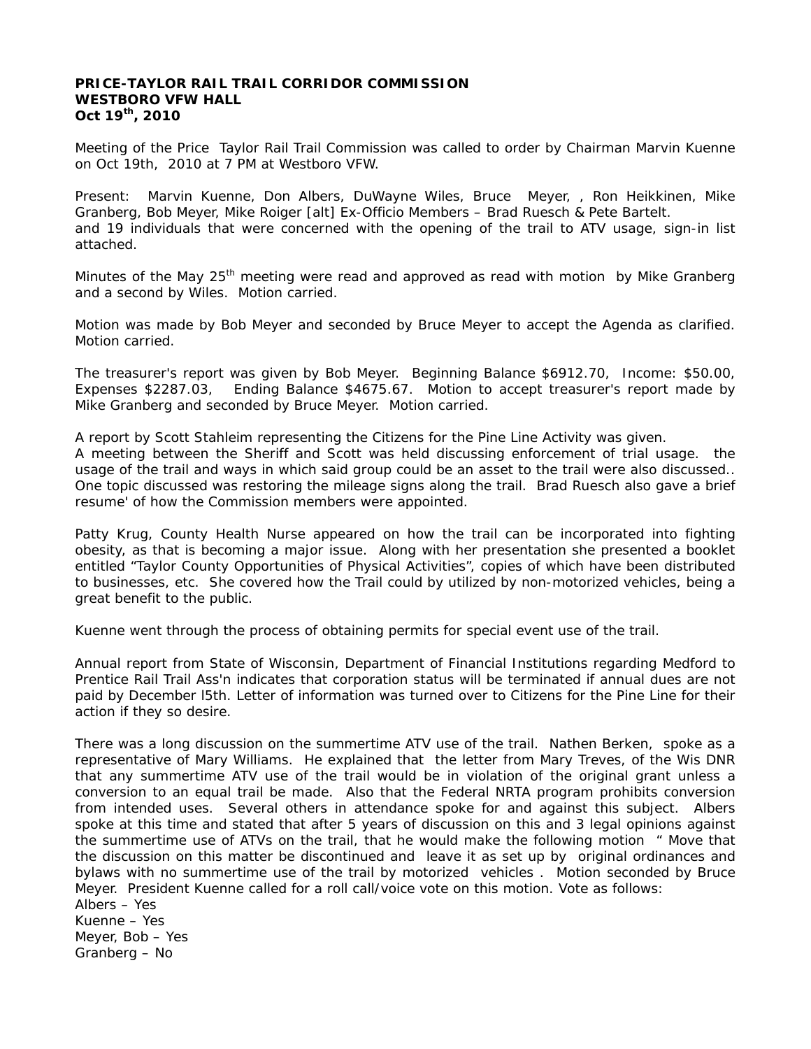**PRICE-TAYLOR RAIL TRAIL CORRIDOR COMMISSION**
**WESTBORO VFW HALL**
**Oct 19th, 2010**

Meeting of the Price Taylor Rail Trail Commission was called to order by Chairman Marvin Kuenne on Oct 19th, 2010 at 7 PM at Westboro VFW.

Present: Marvin Kuenne, Don Albers, DuWayne Wiles, Bruce Meyer, , Ron Heikkinen, Mike Granberg, Bob Meyer, Mike Roiger [alt] Ex-Officio Members – Brad Ruesch & Pete Bartelt.
and 19 individuals that were concerned with the opening of the trail to ATV usage, sign-in list attached.

Minutes of the May 25th meeting were read and approved as read with motion by Mike Granberg and a second by Wiles. Motion carried.

Motion was made by Bob Meyer and seconded by Bruce Meyer to accept the Agenda as clarified. Motion carried.

The treasurer's report was given by Bob Meyer. Beginning Balance $6912.70, Income: $50.00, Expenses $2287.03, Ending Balance $4675.67. Motion to accept treasurer's report made by Mike Granberg and seconded by Bruce Meyer. Motion carried.

A report by Scott Stahleim representing the Citizens for the Pine Line Activity was given.
A meeting between the Sheriff and Scott was held discussing enforcement of trial usage. the usage of the trail and ways in which said group could be an asset to the trail were also discussed.. One topic discussed was restoring the mileage signs along the trail. Brad Ruesch also gave a brief resume' of how the Commission members were appointed.

Patty Krug, County Health Nurse appeared on how the trail can be incorporated into fighting obesity, as that is becoming a major issue. Along with her presentation she presented a booklet entitled "Taylor County Opportunities of Physical Activities", copies of which have been distributed to businesses, etc. She covered how the Trail could by utilized by non-motorized vehicles, being a great benefit to the public.

Kuenne went through the process of obtaining permits for special event use of the trail.

Annual report from State of Wisconsin, Department of Financial Institutions regarding Medford to Prentice Rail Trail Ass'n indicates that corporation status will be terminated if annual dues are not paid by December l5th. Letter of information was turned over to Citizens for the Pine Line for their action if they so desire.

There was a long discussion on the summertime ATV use of the trail. Nathen Berken, spoke as a representative of Mary Williams. He explained that the letter from Mary Treves, of the Wis DNR that any summertime ATV use of the trail would be in violation of the original grant unless a conversion to an equal trail be made. Also that the Federal NRTA program prohibits conversion from intended uses. Several others in attendance spoke for and against this subject. Albers spoke at this time and stated that after 5 years of discussion on this and 3 legal opinions against the summertime use of ATVs on the trail, that he would make the following motion " Move that the discussion on this matter be discontinued and leave it as set up by original ordinances and bylaws with no summertime use of the trail by motorized vehicles . Motion seconded by Bruce Meyer. President Kuenne called for a roll call/voice vote on this motion. Vote as follows:
Albers – Yes
Kuenne – Yes
Meyer, Bob – Yes
Granberg – No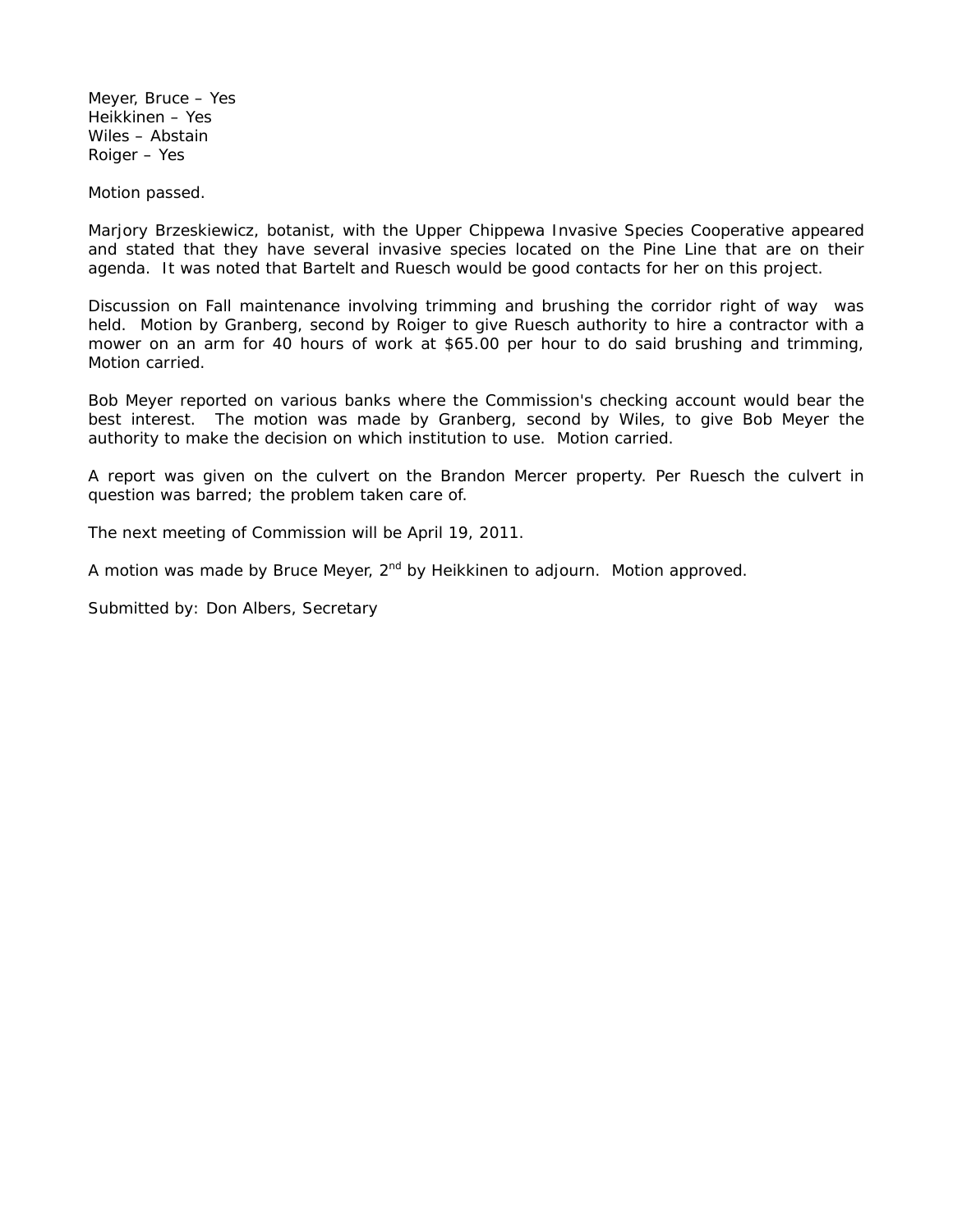Meyer, Bruce – Yes
Heikkinen – Yes
Wiles – Abstain
Roiger – Yes

Motion passed.

Marjory Brzeskiewicz, botanist, with the Upper Chippewa Invasive Species Cooperative appeared and stated that they have several invasive species located on the Pine Line that are on their agenda. It was noted that Bartelt and Ruesch would be good contacts for her on this project.

Discussion on Fall maintenance involving trimming and brushing the corridor right of way was held. Motion by Granberg, second by Roiger to give Ruesch authority to hire a contractor with a mower on an arm for 40 hours of work at $65.00 per hour to do said brushing and trimming, Motion carried.

Bob Meyer reported on various banks where the Commission's checking account would bear the best interest. The motion was made by Granberg, second by Wiles, to give Bob Meyer the authority to make the decision on which institution to use. Motion carried.

A report was given on the culvert on the Brandon Mercer property. Per Ruesch the culvert in question was barred; the problem taken care of.

The next meeting of Commission will be April 19, 2011.

A motion was made by Bruce Meyer, 2nd by Heikkinen to adjourn. Motion approved.

Submitted by: Don Albers, Secretary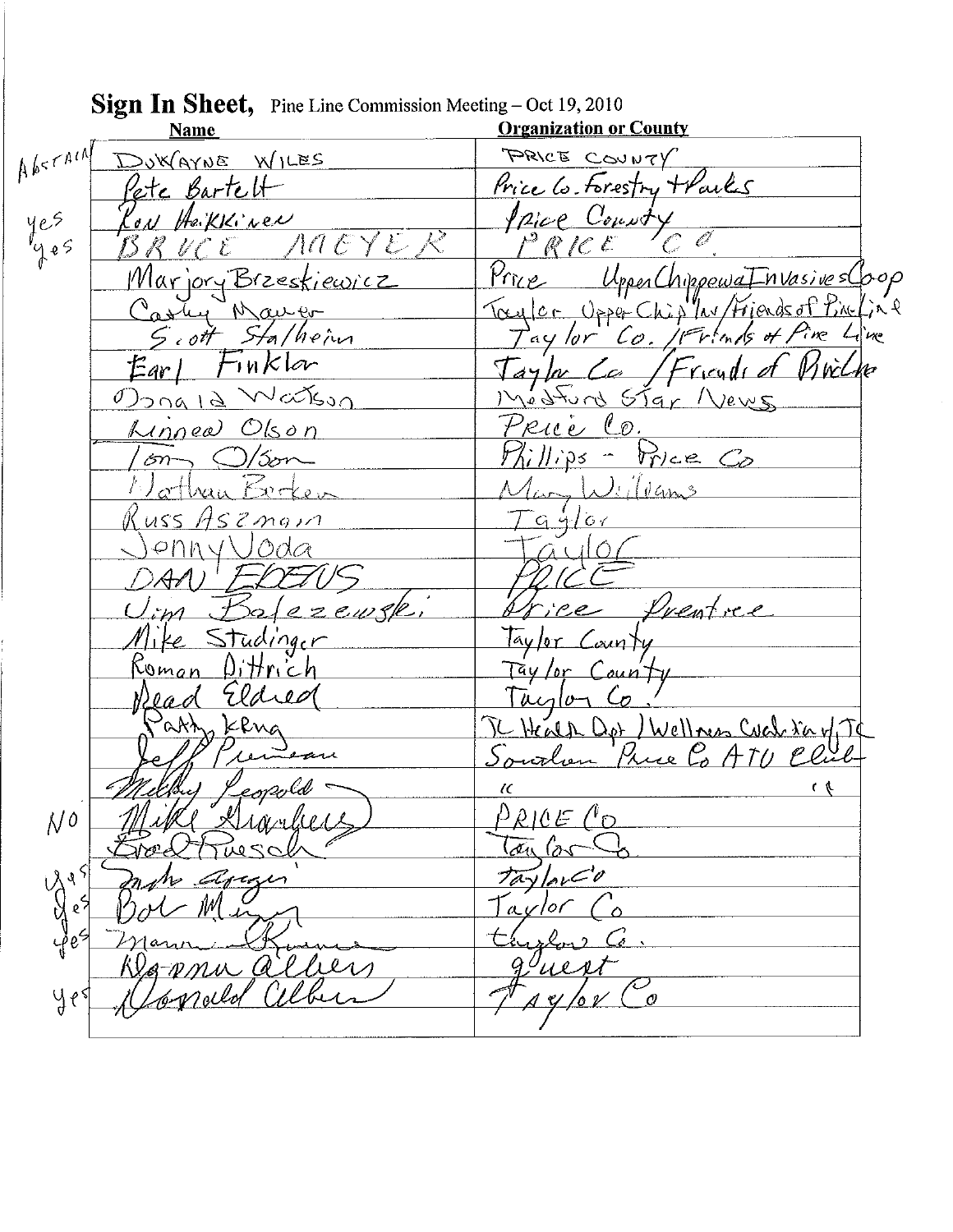**Sign In Sheet,** Pine Line Commission Meeting – Oct 19, 2010

| | Name | Organization or County |
|---|---|---|
| ABSTAIN | DUWAYNE WILES | PRICE COUNTY |
| | Pete Bartelt | Price Co. Forestry + Parks |
| yes | Ron Heikkinen | Price County |
| yes | BRUCE MAEYER | PRICE CO. |
| | Marjory Brzeskiewicz | Price Upper Chippewa Invasives Coop |
| | Cathy Mauer | Taylor Upper Chip Inv / Friends of Pine Line |
| | Scott Stalheim | Taylor Co. / Friends of Pine Line |
| | Earl Finkler | Taylor Co / Friends of Pine Line |
| | Donald Watson | Medford Star News |
| | Linnea Olson | Price Co. |
| | Tom Olson | Phillips - Price Co |
| | Nathan Becker | Mary Williams |
| | Russ Aszmann | Taylor |
| | Jenny Voda | Taylor |
| | DAN EDEVUS | PRICE |
| | Jim Bolezewski | Price Prentice |
| | Mike Studinger | Taylor County |
| | Roman Dittrich | Taylor County |
| | Reed Eldred | Taylor Co. |
| | Patty Kerng | TC Health Dpt / Wellness Coalition of TC |
| | Jeff Prueneau | Southern Price Co ATV Club |
| | Mickey Leopold | " " |
| NO | Mike Granberg | PRICE CO |
| | Fred Ruesch | Taylor Co |
| yes | John Arger | Taylor Co |
| yes | Bob Meyer | Taylor Co |
| yes | Marv Kumme | Taylor Co. |
| | Norma Albers | guest |
| yes | Donald Albers | Taylor Co |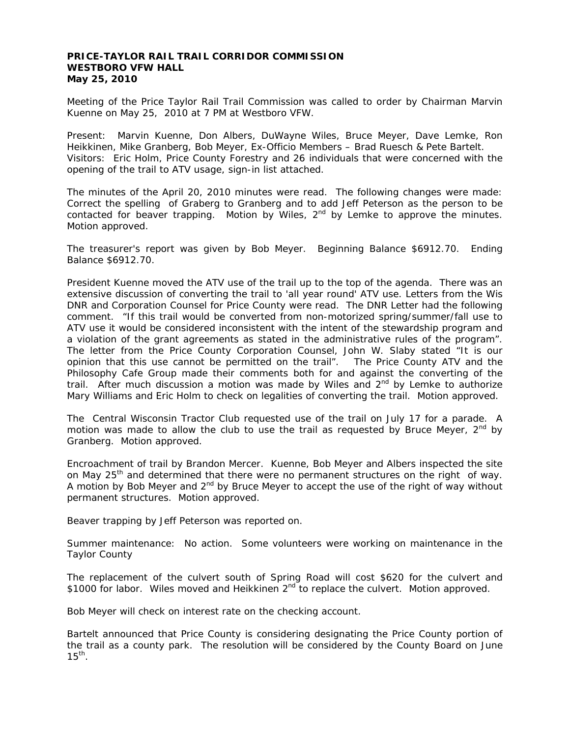**PRICE-TAYLOR RAIL TRAIL CORRIDOR COMMISSION**
**WESTBORO VFW HALL**
**May 25, 2010**

Meeting of the Price Taylor Rail Trail Commission was called to order by Chairman Marvin Kuenne on May 25, 2010 at 7 PM at Westboro VFW.

Present: Marvin Kuenne, Don Albers, DuWayne Wiles, Bruce Meyer, Dave Lemke, Ron Heikkinen, Mike Granberg, Bob Meyer, Ex-Officio Members – Brad Ruesch & Pete Bartelt. Visitors: Eric Holm, Price County Forestry and 26 individuals that were concerned with the opening of the trail to ATV usage, sign-in list attached.

The minutes of the April 20, 2010 minutes were read. The following changes were made: Correct the spelling of Graberg to Granberg and to add Jeff Peterson as the person to be contacted for beaver trapping. Motion by Wiles, 2nd by Lemke to approve the minutes. Motion approved.

The treasurer's report was given by Bob Meyer. Beginning Balance $6912.70. Ending Balance $6912.70.

President Kuenne moved the ATV use of the trail up to the top of the agenda. There was an extensive discussion of converting the trail to 'all year round' ATV use. Letters from the Wis DNR and Corporation Counsel for Price County were read. The DNR Letter had the following comment. "If this trail would be converted from non-motorized spring/summer/fall use to ATV use it would be considered inconsistent with the intent of the stewardship program and a violation of the grant agreements as stated in the administrative rules of the program". The letter from the Price County Corporation Counsel, John W. Slaby stated "It is our opinion that this use cannot be permitted on the trail". The Price County ATV and the Philosophy Cafe Group made their comments both for and against the converting of the trail. After much discussion a motion was made by Wiles and 2nd by Lemke to authorize Mary Williams and Eric Holm to check on legalities of converting the trail. Motion approved.

The Central Wisconsin Tractor Club requested use of the trail on July 17 for a parade. A motion was made to allow the club to use the trail as requested by Bruce Meyer, 2nd by Granberg. Motion approved.

Encroachment of trail by Brandon Mercer. Kuenne, Bob Meyer and Albers inspected the site on May 25th and determined that there were no permanent structures on the right of way. A motion by Bob Meyer and 2nd by Bruce Meyer to accept the use of the right of way without permanent structures. Motion approved.

Beaver trapping by Jeff Peterson was reported on.

Summer maintenance: No action. Some volunteers were working on maintenance in the Taylor County

The replacement of the culvert south of Spring Road will cost $620 for the culvert and $1000 for labor. Wiles moved and Heikkinen 2nd to replace the culvert. Motion approved.

Bob Meyer will check on interest rate on the checking account.

Bartelt announced that Price County is considering designating the Price County portion of the trail as a county park. The resolution will be considered by the County Board on June 15th.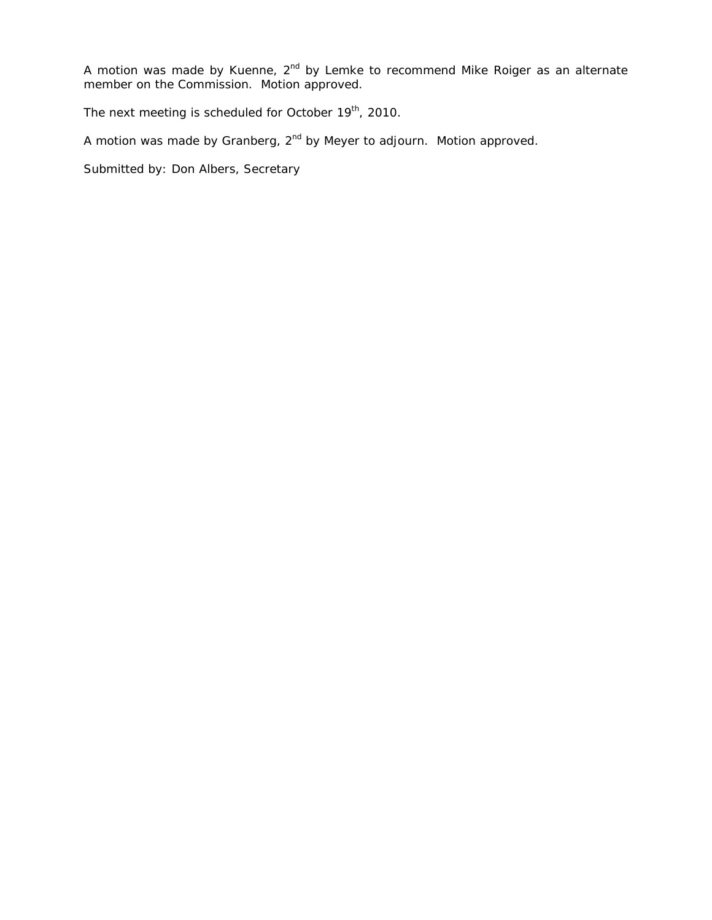A motion was made by Kuenne, 2nd by Lemke to recommend Mike Roiger as an alternate member on the Commission. Motion approved.

The next meeting is scheduled for October 19th, 2010.

A motion was made by Granberg, 2nd by Meyer to adjourn. Motion approved.

Submitted by: Don Albers, Secretary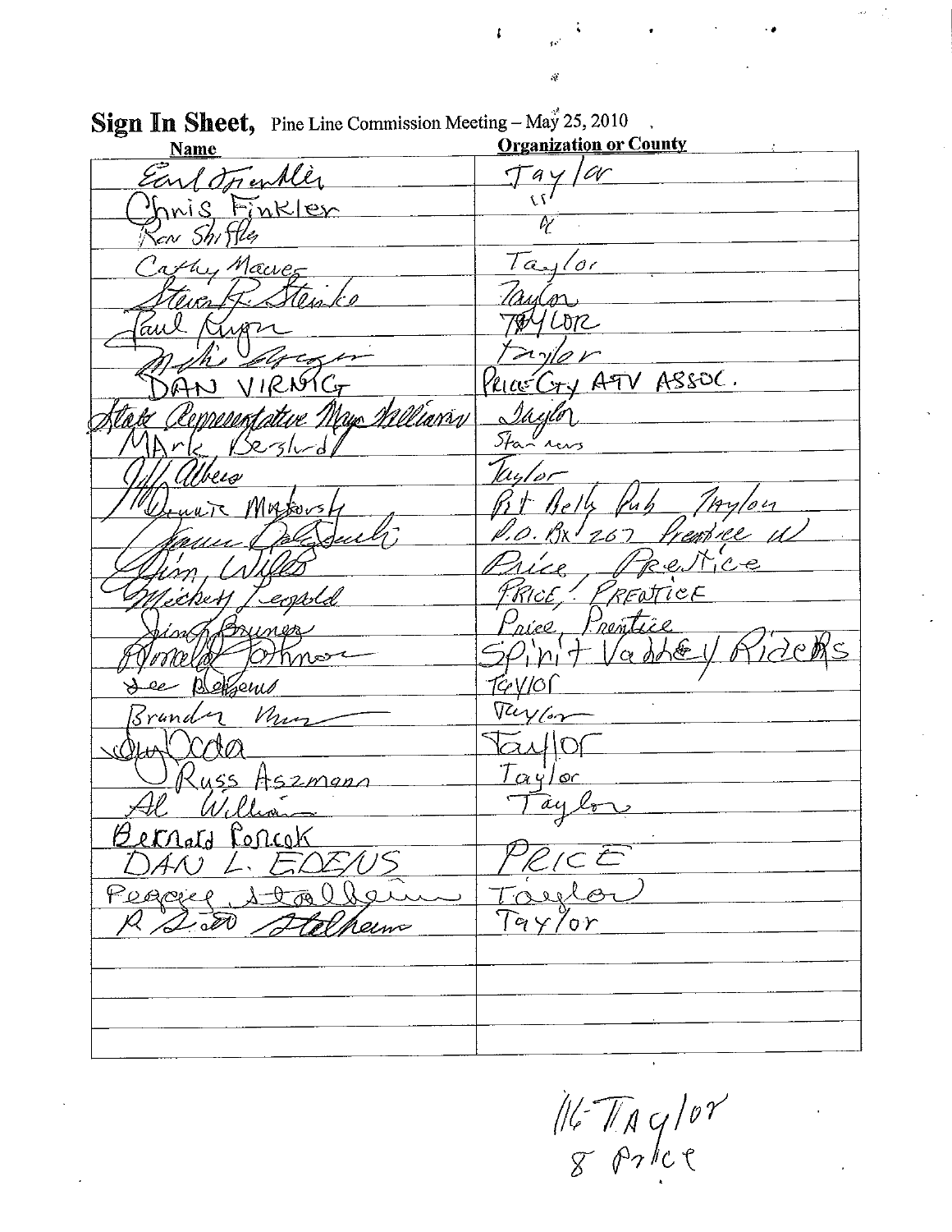**Sign In Sheet,** Pine Line Commission Meeting – May 25, 2010

| Name | Organization or County |
|---|---|
| Earl Frankler | Taylor |
| Chris Finkler | " |
| Ron Shiffler | " |
| Cathy Maurer | Taylor |
| Steven R. Steinke | Taylor |
| Paul Kuyer | TAYLOR |
| Mike Berger | Taylor |
| DAN VIRNIG | PRICE CTY ATV ASSOC. |
| State Representative Mary Williams | Taylor |
| MArk Berglund | Stanews |
| Jeff Albers | Taylor |
| Dennis Markovsky | Pit Belly Pub Taylor |
| James Dalsdorf | P.O. Bx 207 Prentice WI |
| Jim Willis | Price Prentice |
| Mickey Leopold | PRICE / PRENTICE |
| Jim Bruner | Price Prentice |
| Ronald Johnson | Spirit Valley Riders |
| Lee Blessing | Taylor |
| Brandon Mun | Taylor |
| Jay Ocker | Taylor |
| Russ Aszmann | Taylor |
| Al Williams | Taylor |
| Bernard Poncok | |
| DAN L. EDENS | PRICE |
| Peggy Stallbaum | Taylor |
| R. Scott Stallbaum | Taylor |
| | |
| | |
| | |
| | |

16 - Taylor
8 Price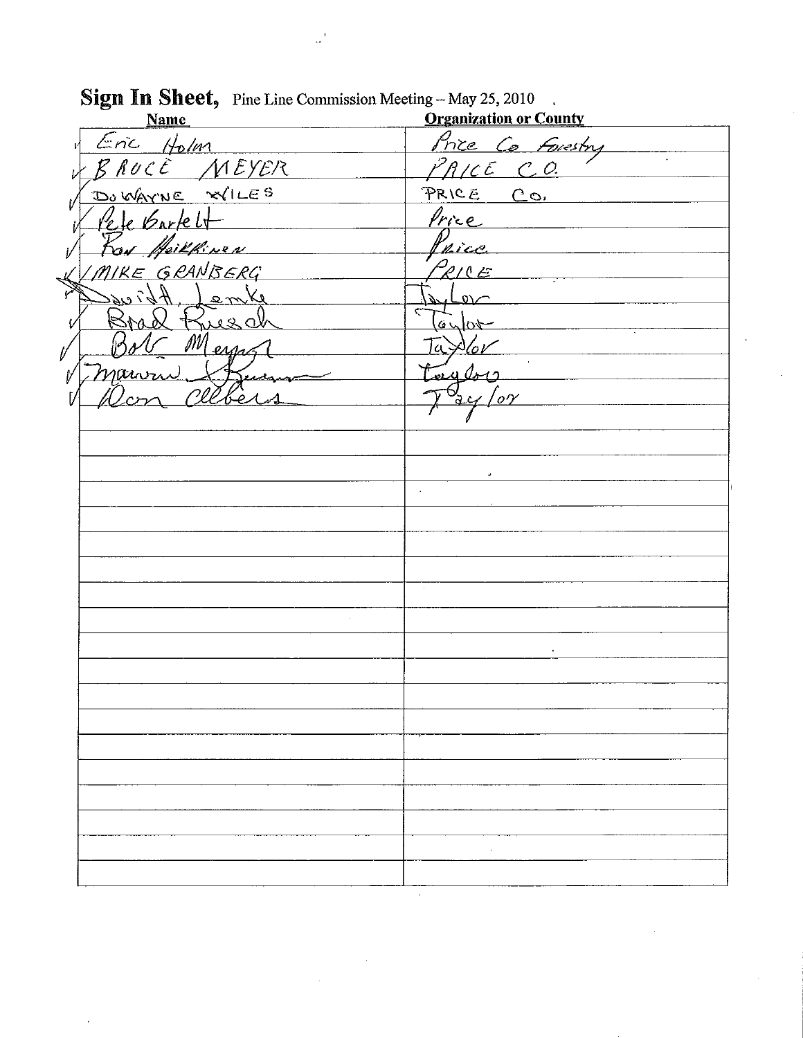**Sign In Sheet,** Pine Line Commission Meeting – May 25, 2010

| Name | Organization or County |
|---|---|
| Eric Holm | Price Co Forestry |
| BRUCE MEYER | PRICE CO. |
| DuWAYNE WILES | PRICE CO. |
| Pete Bartelt | Price |
| Ron Heikkinen | Price |
| MIKE GRANBERG | PRICE |
| David Lemke | Taylor |
| Brad Ruesch | Taylor |
| Bob Meyer | Taylor |
| Marvin Breun | Taylor |
| Don Albers | Taylor |
| | |
| | |
| | |
| | |
| | |
| | |
| | |
| | |
| | |
| | |
| | |
| | |
| | |
| | |
| | |
| | |
| | |
| | |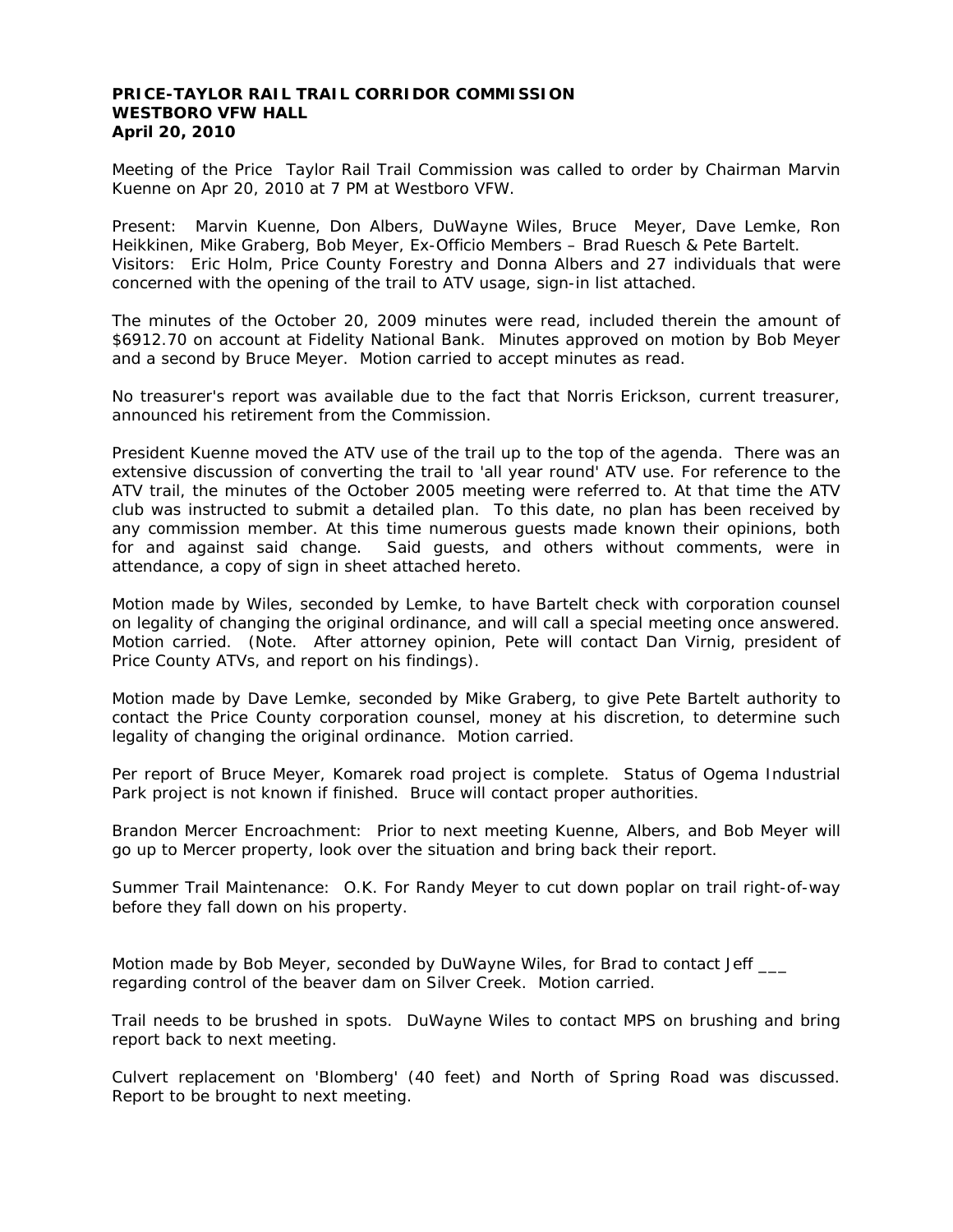**PRICE-TAYLOR RAIL TRAIL CORRIDOR COMMISSION**
**WESTBORO VFW HALL**
**April 20, 2010**

Meeting of the Price Taylor Rail Trail Commission was called to order by Chairman Marvin Kuenne on Apr 20, 2010 at 7 PM at Westboro VFW.

Present: Marvin Kuenne, Don Albers, DuWayne Wiles, Bruce Meyer, Dave Lemke, Ron Heikkinen, Mike Graberg, Bob Meyer, Ex-Officio Members – Brad Ruesch & Pete Bartelt. Visitors: Eric Holm, Price County Forestry and Donna Albers and 27 individuals that were concerned with the opening of the trail to ATV usage, sign-in list attached.

The minutes of the October 20, 2009 minutes were read, included therein the amount of $6912.70 on account at Fidelity National Bank. Minutes approved on motion by Bob Meyer and a second by Bruce Meyer. Motion carried to accept minutes as read.

No treasurer's report was available due to the fact that Norris Erickson, current treasurer, announced his retirement from the Commission.

President Kuenne moved the ATV use of the trail up to the top of the agenda. There was an extensive discussion of converting the trail to 'all year round' ATV use. For reference to the ATV trail, the minutes of the October 2005 meeting were referred to. At that time the ATV club was instructed to submit a detailed plan. To this date, no plan has been received by any commission member. At this time numerous guests made known their opinions, both for and against said change. Said guests, and others without comments, were in attendance, a copy of sign in sheet attached hereto.

Motion made by Wiles, seconded by Lemke, to have Bartelt check with corporation counsel on legality of changing the original ordinance, and will call a special meeting once answered. Motion carried. (Note. After attorney opinion, Pete will contact Dan Virnig, president of Price County ATVs, and report on his findings).

Motion made by Dave Lemke, seconded by Mike Graberg, to give Pete Bartelt authority to contact the Price County corporation counsel, money at his discretion, to determine such legality of changing the original ordinance. Motion carried.

Per report of Bruce Meyer, Komarek road project is complete. Status of Ogema Industrial Park project is not known if finished. Bruce will contact proper authorities.

Brandon Mercer Encroachment: Prior to next meeting Kuenne, Albers, and Bob Meyer will go up to Mercer property, look over the situation and bring back their report.

Summer Trail Maintenance: O.K. For Randy Meyer to cut down poplar on trail right-of-way before they fall down on his property.

Motion made by Bob Meyer, seconded by DuWayne Wiles, for Brad to contact Jeff ___ regarding control of the beaver dam on Silver Creek. Motion carried.

Trail needs to be brushed in spots. DuWayne Wiles to contact MPS on brushing and bring report back to next meeting.

Culvert replacement on 'Blomberg' (40 feet) and North of Spring Road was discussed. Report to be brought to next meeting.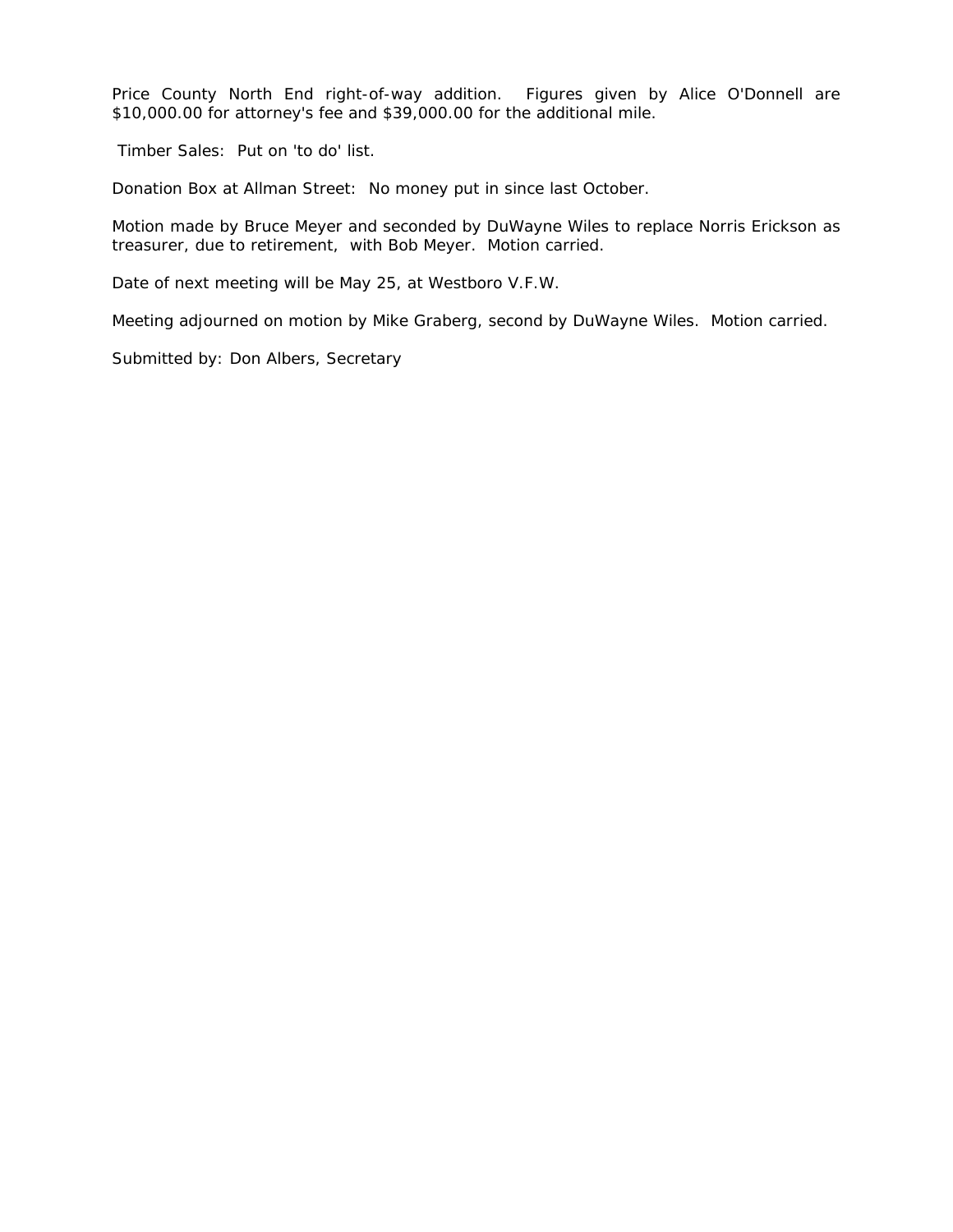Price County North End right-of-way addition. Figures given by Alice O'Donnell are $10,000.00 for attorney's fee and $39,000.00 for the additional mile.

Timber Sales: Put on 'to do' list.

Donation Box at Allman Street: No money put in since last October.

Motion made by Bruce Meyer and seconded by DuWayne Wiles to replace Norris Erickson as treasurer, due to retirement, with Bob Meyer. Motion carried.

Date of next meeting will be May 25, at Westboro V.F.W.

Meeting adjourned on motion by Mike Graberg, second by DuWayne Wiles. Motion carried.

Submitted by: Don Albers, Secretary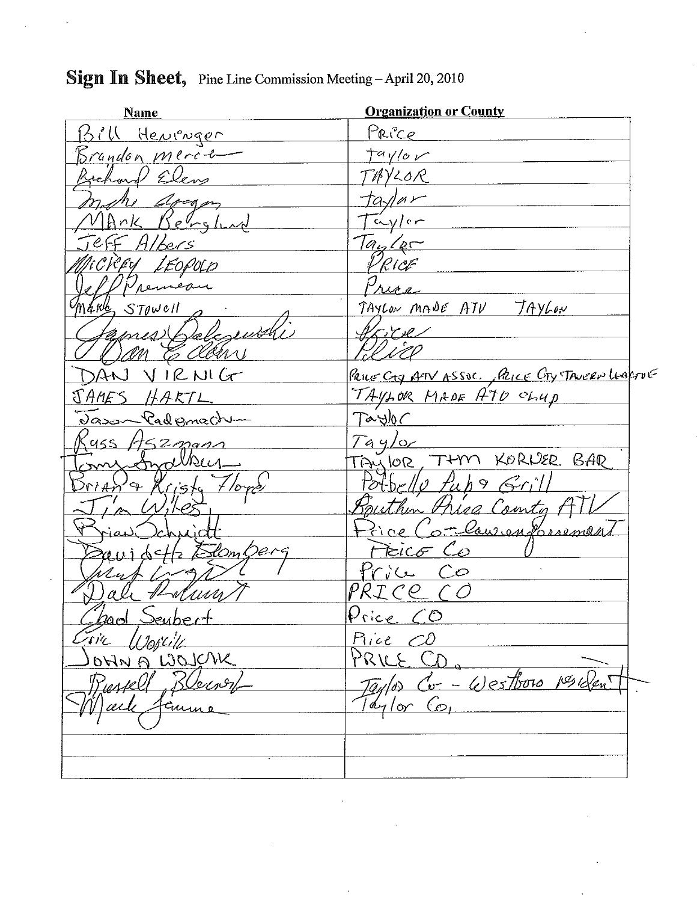**Sign In Sheet,** Pine Line Commission Meeting – April 20, 2010

| Name | Organization or County |
|---|---|
| Bill Heninger | PRICE |
| Brandon Merritt | taylor |
| Richard Ellens | TAYLOR |
| Mike Goggan | taylor |
| MArk Berglund | Taylor |
| JeFF Albers | Taylor |
| MICKEY LEOPOLD | PRICE |
| Jeff Premeau | Price |
| MARK STOWell | TAYLOR MADE ATV TAYLOR |
| James Balejewski | Price |
| Dan Ellens | Price |
| DAN VIRNIG | PRICE CTY ATV ASSOC., PRICE CTY TAVERN LEAGUE |
| JAMES HARTL | TAYLOR MADE ATV CLUB |
| Jason Rademacher | Taylor |
| Russ Aszmann | Taylor |
| Tony Sydlauer | TAYLOR, T+M KORNER BAR |
| Brian & Kristy Floyd | Potbelly Pub & Grill |
| Jim Wiles | Southern Price County ATV |
| Brian Schmidt | Price Co - Law enforcement |
| David Blomberg | Price Co |
| (illegible) | Price Co |
| Dale Ruhnt | PRICE CO |
| Chad Seubert | Price CO |
| Eric Wojcik | Price CO |
| JOHN A WOJCIK | PRICE CO. |
| Russell Blomer | Taylor Co - Westboro resident |
| Mark Jeanne | Taylor Co. |
| | |
| | |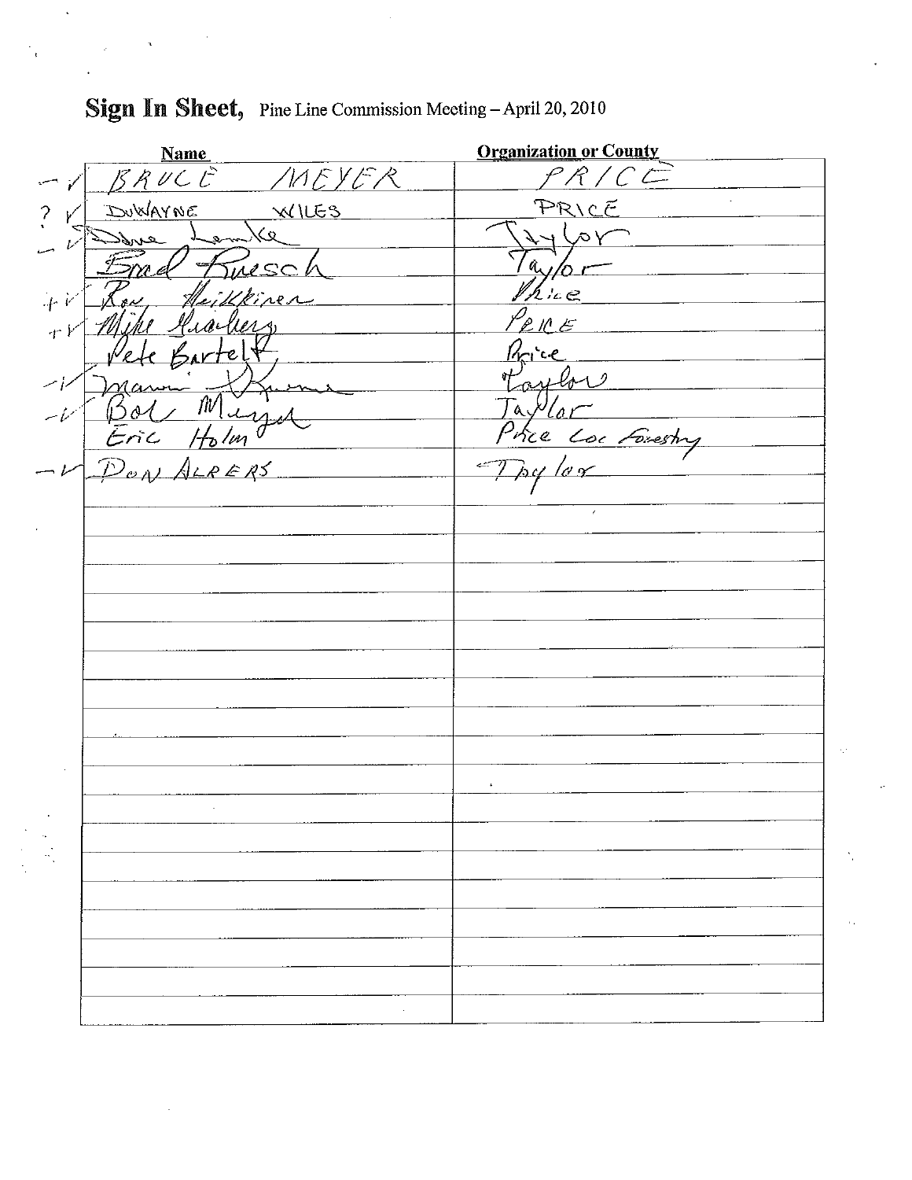# **Sign In Sheet,** Pine Line Commission Meeting – April 20, 2010

| | Name | Organization or County |
|---|---|---|
| – ✓ | BRUCE MEYER | PRICE |
| ? ✓ | DUWAYNE WILES | PRICE |
| – ✓ | Dave Lemke | Taylor |
| | Brad Ruesch | Taylor |
| + ✓ | Ron Heikkinen | Price |
| + ✓ | Mike Graeberg | PRICE |
| | Pete Bartelt | Price |
| – ✓ | Marvin Krume | Taylor |
| – ✓ | Bob Meyer | Taylor |
| | Eric Holm | Price Co. Forestry |
| – ✓ | DON ALBERS | Taylor |
| | | |
| | | |
| | | |
| | | |
| | | |
| | | |
| | | |
| | | |
| | | |
| | | |
| | | |
| | | |
| | | |
| | | |
| | | |
| | | |
| | | |
| | | |